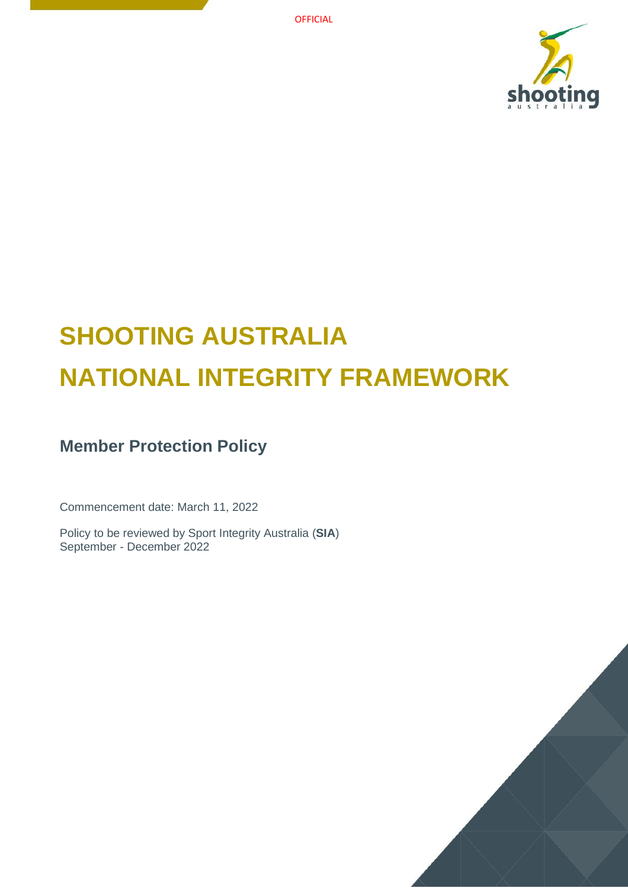OFFICIAL

# SHOOTING AUSTRALIA

# NATIONAL INTEGRITY FRAMEWORK

## Member Protection Policy

Commencement date: March 11, 2022

Policy to be reviewed by Sport Integrity Australia (**SIA**)
September - December 2022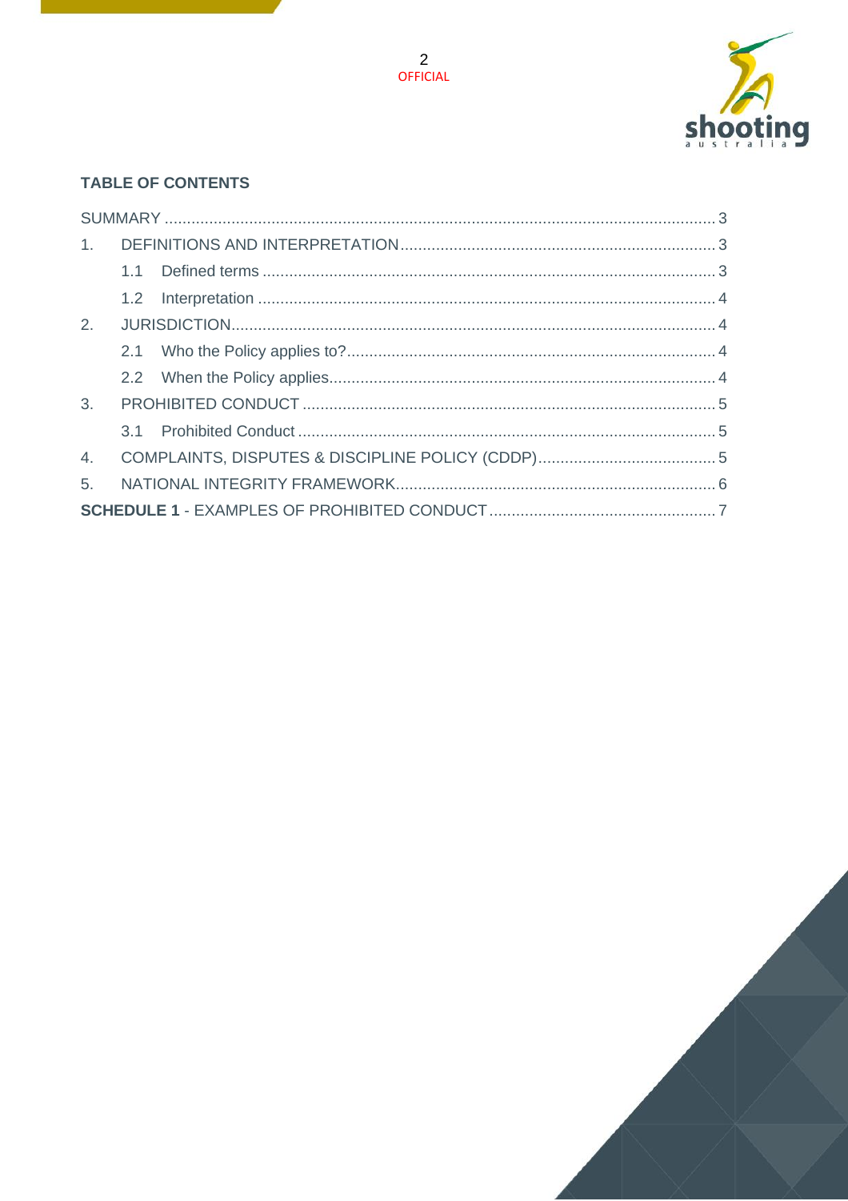## TABLE OF CONTENTS

SUMMARY ..... 3

1. DEFINITIONS AND INTERPRETATION ..... 3
   - 1.1 Defined terms ..... 3
   - 1.2 Interpretation ..... 4
2. JURISDICTION ..... 4
   - 2.1 Who the Policy applies to? ..... 4
   - 2.2 When the Policy applies ..... 4
3. PROHIBITED CONDUCT ..... 5
   - 3.1 Prohibited Conduct ..... 5
4. COMPLAINTS, DISPUTES & DISCIPLINE POLICY (CDDP) ..... 5
5. NATIONAL INTEGRITY FRAMEWORK ..... 6

**SCHEDULE 1** - EXAMPLES OF PROHIBITED CONDUCT ..... 7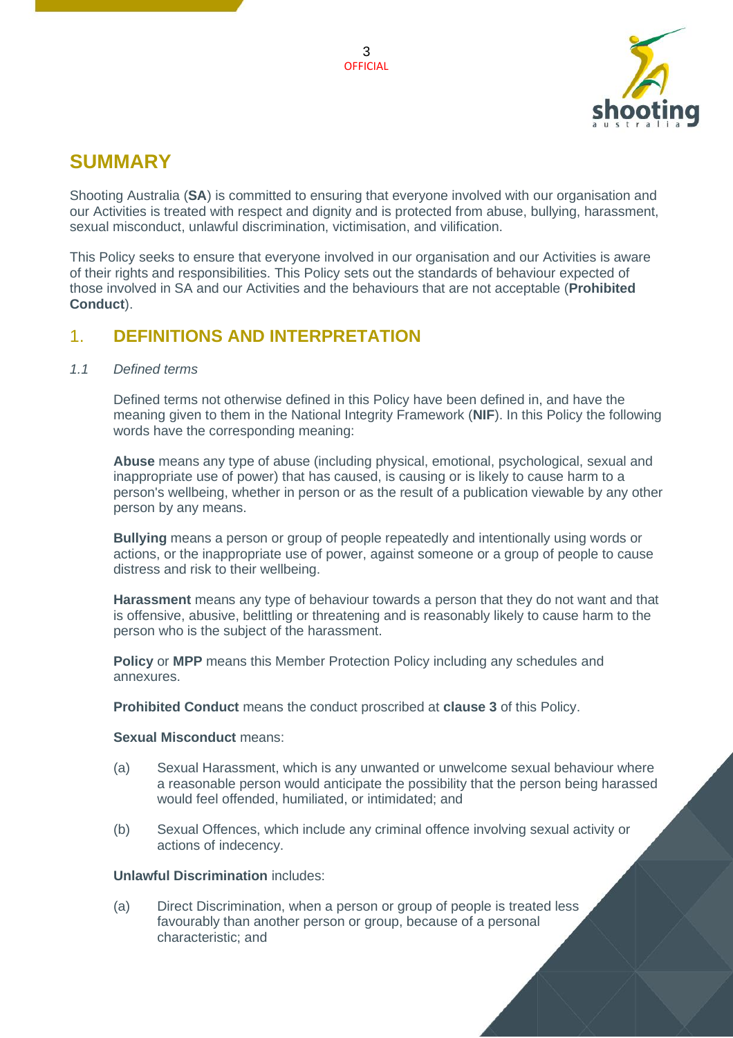## SUMMARY

Shooting Australia (**SA**) is committed to ensuring that everyone involved with our organisation and our Activities is treated with respect and dignity and is protected from abuse, bullying, harassment, sexual misconduct, unlawful discrimination, victimisation, and vilification.

This Policy seeks to ensure that everyone involved in our organisation and our Activities is aware of their rights and responsibilities. This Policy sets out the standards of behaviour expected of those involved in SA and our Activities and the behaviours that are not acceptable (**Prohibited Conduct**).

## 1. DEFINITIONS AND INTERPRETATION

*1.1 Defined terms*

Defined terms not otherwise defined in this Policy have been defined in, and have the meaning given to them in the National Integrity Framework (**NIF**). In this Policy the following words have the corresponding meaning:

**Abuse** means any type of abuse (including physical, emotional, psychological, sexual and inappropriate use of power) that has caused, is causing or is likely to cause harm to a person's wellbeing, whether in person or as the result of a publication viewable by any other person by any means.

**Bullying** means a person or group of people repeatedly and intentionally using words or actions, or the inappropriate use of power, against someone or a group of people to cause distress and risk to their wellbeing.

**Harassment** means any type of behaviour towards a person that they do not want and that is offensive, abusive, belittling or threatening and is reasonably likely to cause harm to the person who is the subject of the harassment.

**Policy** or **MPP** means this Member Protection Policy including any schedules and annexures.

**Prohibited Conduct** means the conduct proscribed at **clause 3** of this Policy.

**Sexual Misconduct** means:

(a) Sexual Harassment, which is any unwanted or unwelcome sexual behaviour where a reasonable person would anticipate the possibility that the person being harassed would feel offended, humiliated, or intimidated; and

(b) Sexual Offences, which include any criminal offence involving sexual activity or actions of indecency.

**Unlawful Discrimination** includes:

(a) Direct Discrimination, when a person or group of people is treated less favourably than another person or group, because of a personal characteristic; and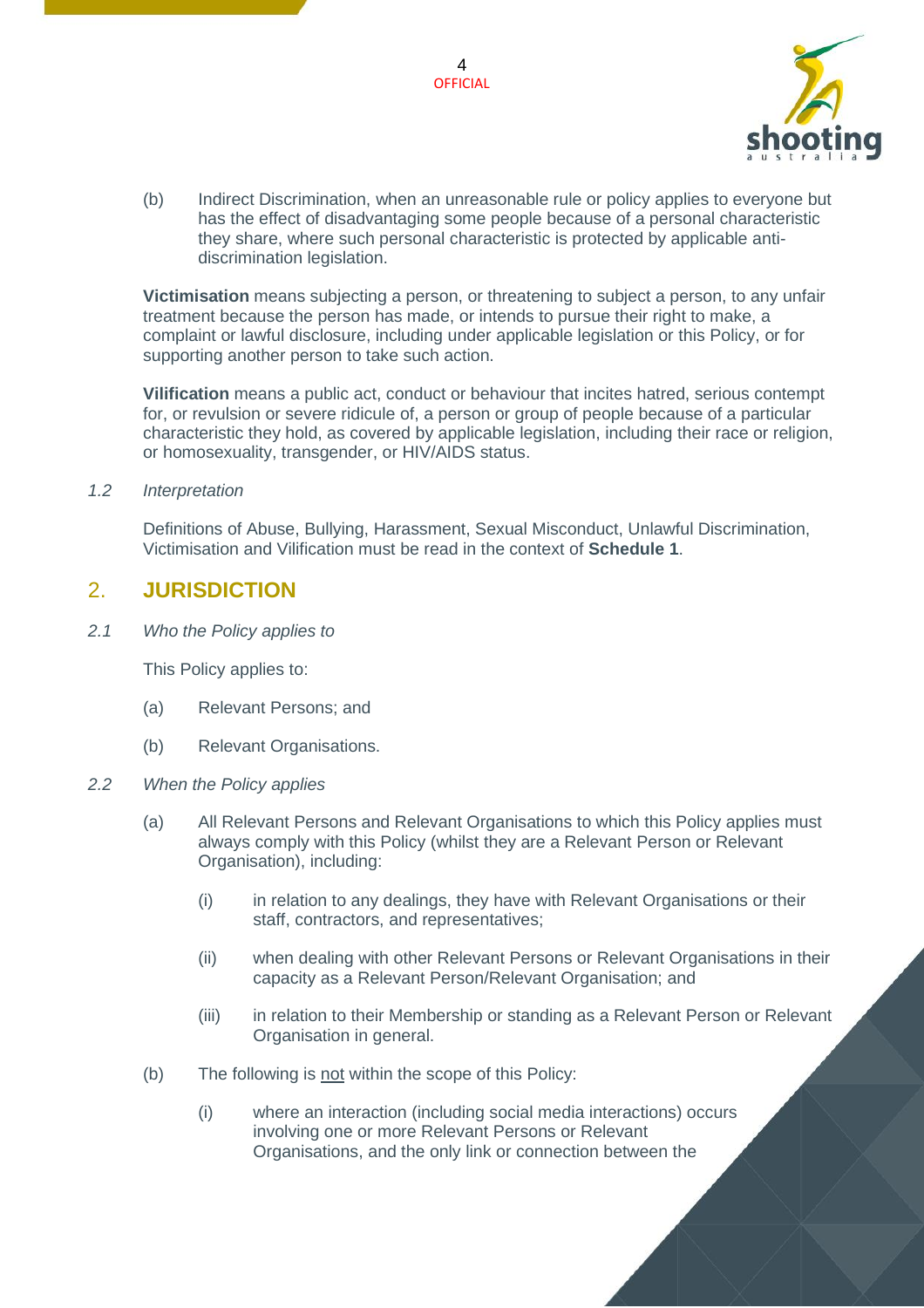(b) Indirect Discrimination, when an unreasonable rule or policy applies to everyone but has the effect of disadvantaging some people because of a personal characteristic they share, where such personal characteristic is protected by applicable anti-discrimination legislation.

**Victimisation** means subjecting a person, or threatening to subject a person, to any unfair treatment because the person has made, or intends to pursue their right to make, a complaint or lawful disclosure, including under applicable legislation or this Policy, or for supporting another person to take such action.

**Vilification** means a public act, conduct or behaviour that incites hatred, serious contempt for, or revulsion or severe ridicule of, a person or group of people because of a particular characteristic they hold, as covered by applicable legislation, including their race or religion, or homosexuality, transgender, or HIV/AIDS status.

*1.2 Interpretation*

Definitions of Abuse, Bullying, Harassment, Sexual Misconduct, Unlawful Discrimination, Victimisation and Vilification must be read in the context of **Schedule 1**.

## 2. JURISDICTION

*2.1 Who the Policy applies to*

This Policy applies to:

(a) Relevant Persons; and

(b) Relevant Organisations.

*2.2 When the Policy applies*

(a) All Relevant Persons and Relevant Organisations to which this Policy applies must always comply with this Policy (whilst they are a Relevant Person or Relevant Organisation), including:

(i) in relation to any dealings, they have with Relevant Organisations or their staff, contractors, and representatives;

(ii) when dealing with other Relevant Persons or Relevant Organisations in their capacity as a Relevant Person/Relevant Organisation; and

(iii) in relation to their Membership or standing as a Relevant Person or Relevant Organisation in general.

(b) The following is <u>not</u> within the scope of this Policy:

(i) where an interaction (including social media interactions) occurs involving one or more Relevant Persons or Relevant Organisations, and the only link or connection between the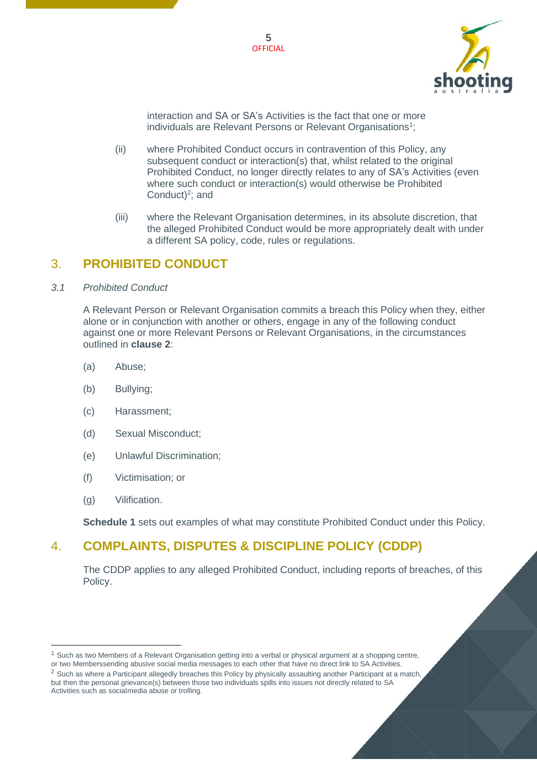interaction and SA or SA's Activities is the fact that one or more individuals are Relevant Persons or Relevant Organisations[1];

(ii) where Prohibited Conduct occurs in contravention of this Policy, any subsequent conduct or interaction(s) that, whilst related to the original Prohibited Conduct, no longer directly relates to any of SA's Activities (even where such conduct or interaction(s) would otherwise be Prohibited Conduct)[2]; and

(iii) where the Relevant Organisation determines, in its absolute discretion, that the alleged Prohibited Conduct would be more appropriately dealt with under a different SA policy, code, rules or regulations.

## 3. PROHIBITED CONDUCT

### *3.1 Prohibited Conduct*

A Relevant Person or Relevant Organisation commits a breach this Policy when they, either alone or in conjunction with another or others, engage in any of the following conduct against one or more Relevant Persons or Relevant Organisations, in the circumstances outlined in **clause 2**:

(a) Abuse;

(b) Bullying;

(c) Harassment;

(d) Sexual Misconduct;

(e) Unlawful Discrimination;

(f) Victimisation; or

(g) Vilification.

**Schedule 1** sets out examples of what may constitute Prohibited Conduct under this Policy.

## 4. COMPLAINTS, DISPUTES & DISCIPLINE POLICY (CDDP)

The CDDP applies to any alleged Prohibited Conduct, including reports of breaches, of this Policy.

---

[1] Such as two Members of a Relevant Organisation getting into a verbal or physical argument at a shopping centre, or two Memberssending abusive social media messages to each other that have no direct link to SA Activities.

[2] Such as where a Participant allegedly breaches this Policy by physically assaulting another Participant at a match, but then the personal grievance(s) between those two individuals spills into issues not directly related to SA Activities such as socialmedia abuse or trolling.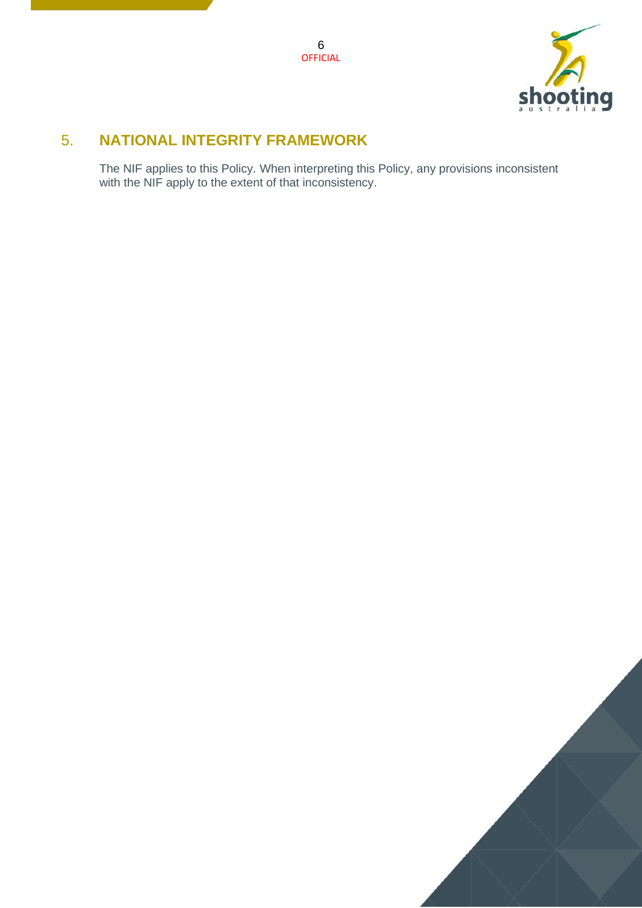## 5. NATIONAL INTEGRITY FRAMEWORK

The NIF applies to this Policy. When interpreting this Policy, any provisions inconsistent with the NIF apply to the extent of that inconsistency.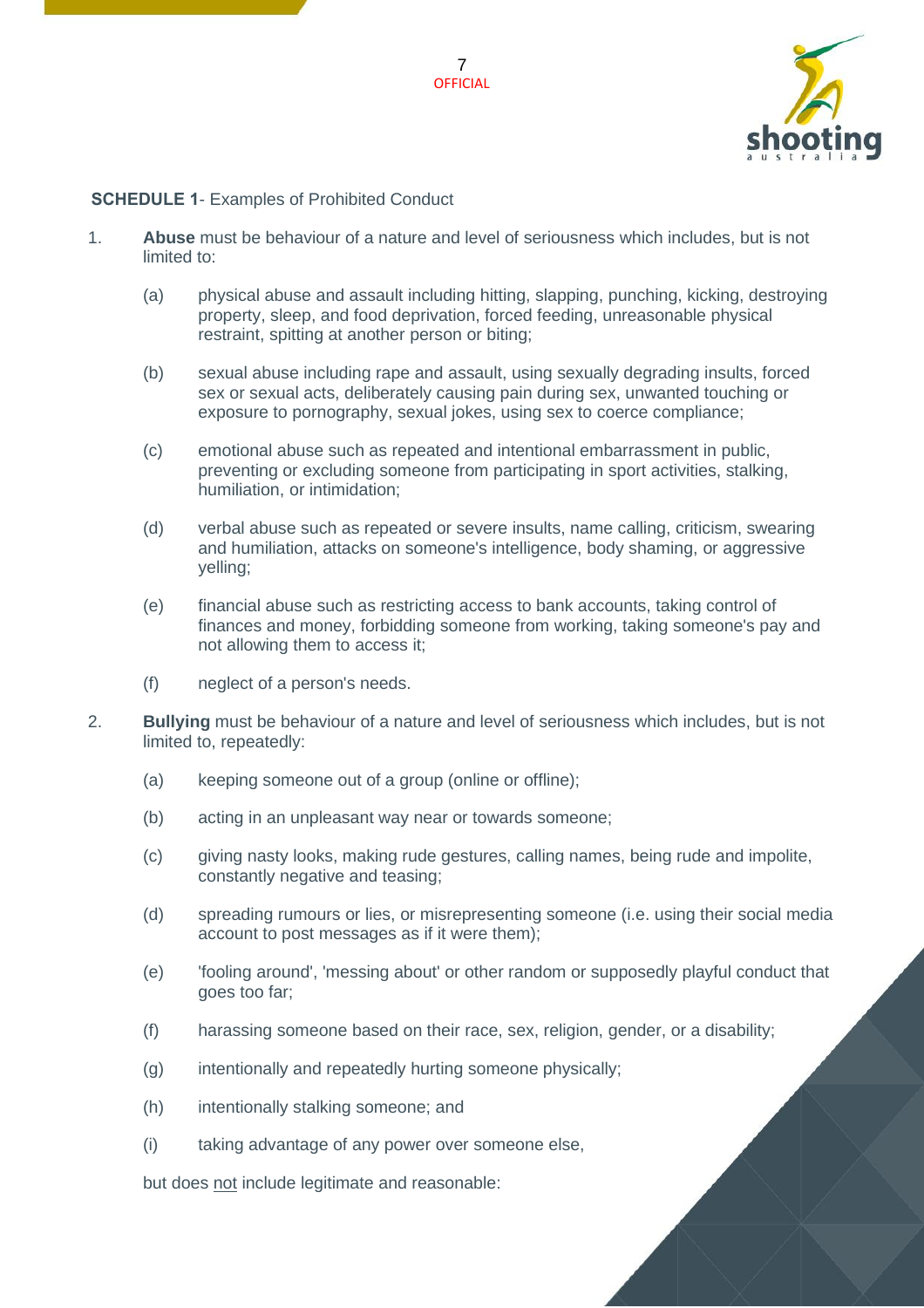**SCHEDULE 1**- Examples of Prohibited Conduct

1. **Abuse** must be behaviour of a nature and level of seriousness which includes, but is not limited to:

    (a) physical abuse and assault including hitting, slapping, punching, kicking, destroying property, sleep, and food deprivation, forced feeding, unreasonable physical restraint, spitting at another person or biting;

    (b) sexual abuse including rape and assault, using sexually degrading insults, forced sex or sexual acts, deliberately causing pain during sex, unwanted touching or exposure to pornography, sexual jokes, using sex to coerce compliance;

    (c) emotional abuse such as repeated and intentional embarrassment in public, preventing or excluding someone from participating in sport activities, stalking, humiliation, or intimidation;

    (d) verbal abuse such as repeated or severe insults, name calling, criticism, swearing and humiliation, attacks on someone's intelligence, body shaming, or aggressive yelling;

    (e) financial abuse such as restricting access to bank accounts, taking control of finances and money, forbidding someone from working, taking someone's pay and not allowing them to access it;

    (f) neglect of a person's needs.

2. **Bullying** must be behaviour of a nature and level of seriousness which includes, but is not limited to, repeatedly:

    (a) keeping someone out of a group (online or offline);

    (b) acting in an unpleasant way near or towards someone;

    (c) giving nasty looks, making rude gestures, calling names, being rude and impolite, constantly negative and teasing;

    (d) spreading rumours or lies, or misrepresenting someone (i.e. using their social media account to post messages as if it were them);

    (e) 'fooling around', 'messing about' or other random or supposedly playful conduct that goes too far;

    (f) harassing someone based on their race, sex, religion, gender, or a disability;

    (g) intentionally and repeatedly hurting someone physically;

    (h) intentionally stalking someone; and

    (i) taking advantage of any power over someone else,

    but does not include legitimate and reasonable: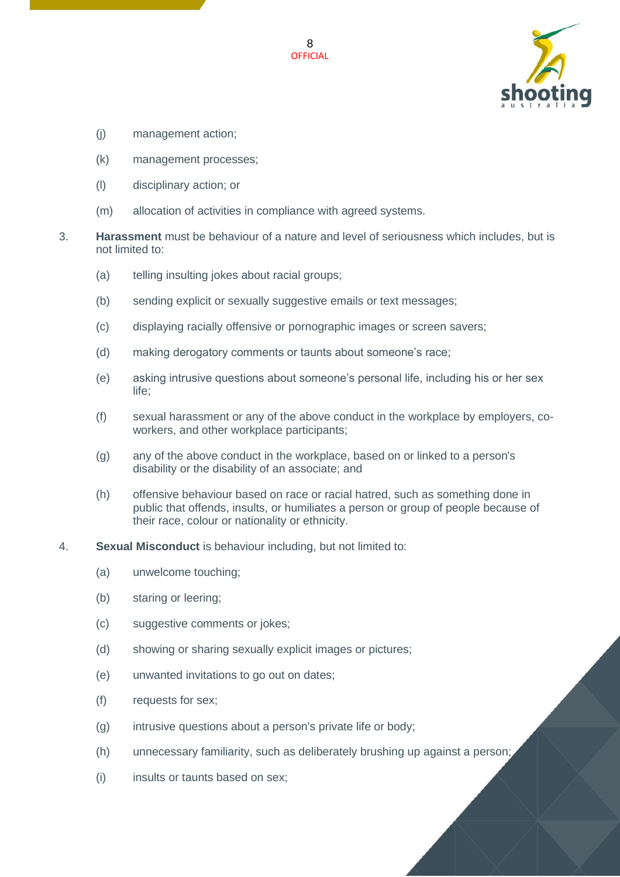(j) management action;

(k) management processes;

(l) disciplinary action; or

(m) allocation of activities in compliance with agreed systems.

3. **Harassment** must be behaviour of a nature and level of seriousness which includes, but is not limited to:

    (a) telling insulting jokes about racial groups;

    (b) sending explicit or sexually suggestive emails or text messages;

    (c) displaying racially offensive or pornographic images or screen savers;

    (d) making derogatory comments or taunts about someone's race;

    (e) asking intrusive questions about someone's personal life, including his or her sex life;

    (f) sexual harassment or any of the above conduct in the workplace by employers, co-workers, and other workplace participants;

    (g) any of the above conduct in the workplace, based on or linked to a person's disability or the disability of an associate; and

    (h) offensive behaviour based on race or racial hatred, such as something done in public that offends, insults, or humiliates a person or group of people because of their race, colour or nationality or ethnicity.

4. **Sexual Misconduct** is behaviour including, but not limited to:

    (a) unwelcome touching;

    (b) staring or leering;

    (c) suggestive comments or jokes;

    (d) showing or sharing sexually explicit images or pictures;

    (e) unwanted invitations to go out on dates;

    (f) requests for sex;

    (g) intrusive questions about a person's private life or body;

    (h) unnecessary familiarity, such as deliberately brushing up against a person;

    (i) insults or taunts based on sex;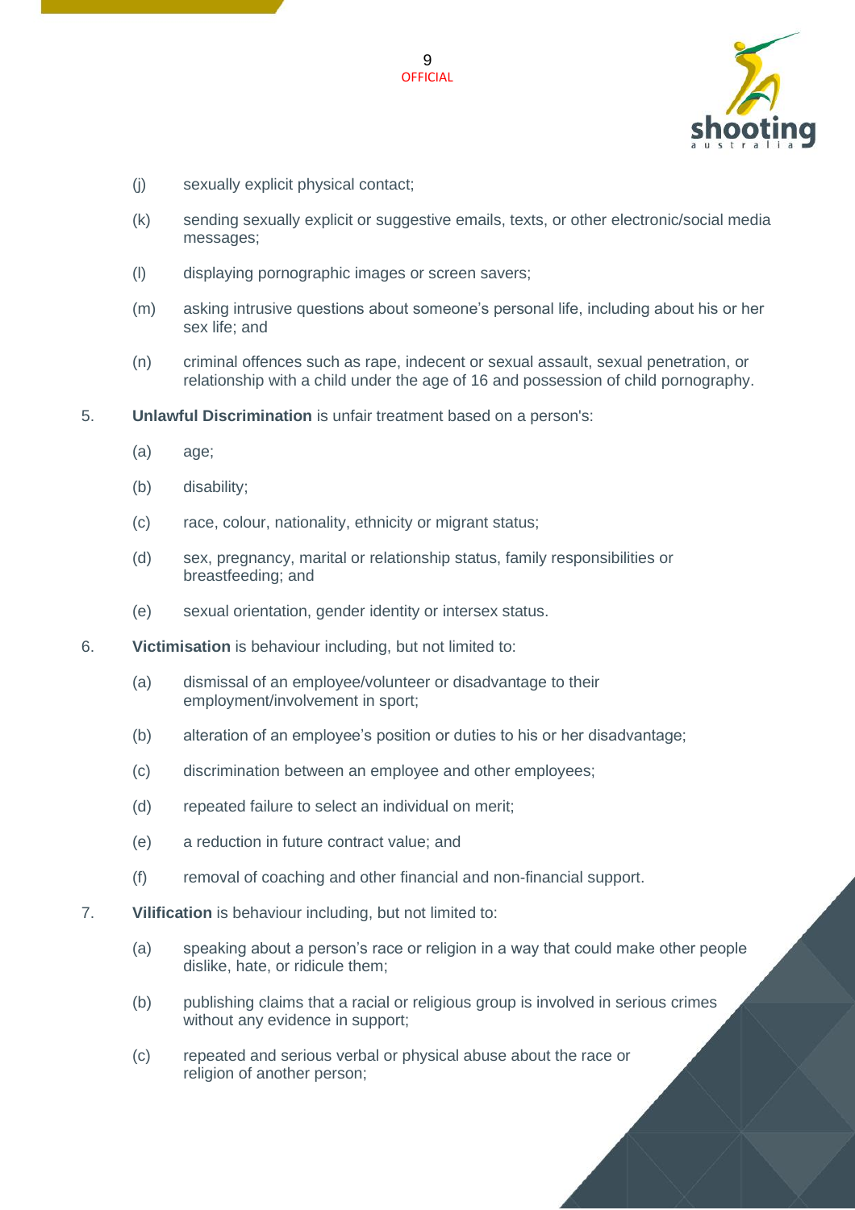(j) sexually explicit physical contact;

(k) sending sexually explicit or suggestive emails, texts, or other electronic/social media messages;

(l) displaying pornographic images or screen savers;

(m) asking intrusive questions about someone's personal life, including about his or her sex life; and

(n) criminal offences such as rape, indecent or sexual assault, sexual penetration, or relationship with a child under the age of 16 and possession of child pornography.

5. **Unlawful Discrimination** is unfair treatment based on a person's:

   (a) age;

   (b) disability;

   (c) race, colour, nationality, ethnicity or migrant status;

   (d) sex, pregnancy, marital or relationship status, family responsibilities or breastfeeding; and

   (e) sexual orientation, gender identity or intersex status.

6. **Victimisation** is behaviour including, but not limited to:

   (a) dismissal of an employee/volunteer or disadvantage to their employment/involvement in sport;

   (b) alteration of an employee's position or duties to his or her disadvantage;

   (c) discrimination between an employee and other employees;

   (d) repeated failure to select an individual on merit;

   (e) a reduction in future contract value; and

   (f) removal of coaching and other financial and non-financial support.

7. **Vilification** is behaviour including, but not limited to:

   (a) speaking about a person's race or religion in a way that could make other people dislike, hate, or ridicule them;

   (b) publishing claims that a racial or religious group is involved in serious crimes without any evidence in support;

   (c) repeated and serious verbal or physical abuse about the race or religion of another person;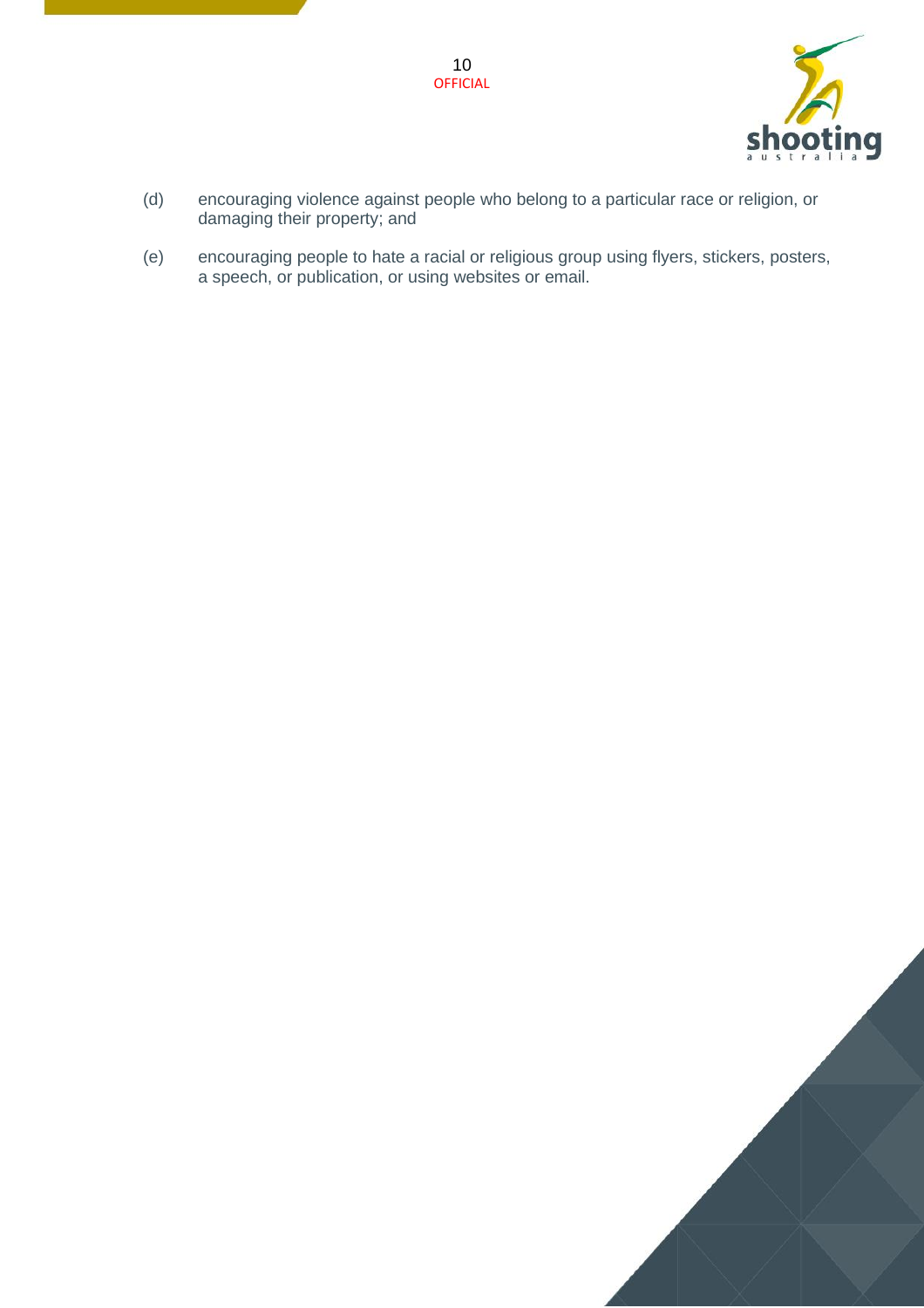(d) encouraging violence against people who belong to a particular race or religion, or damaging their property; and

(e) encouraging people to hate a racial or religious group using flyers, stickers, posters, a speech, or publication, or using websites or email.